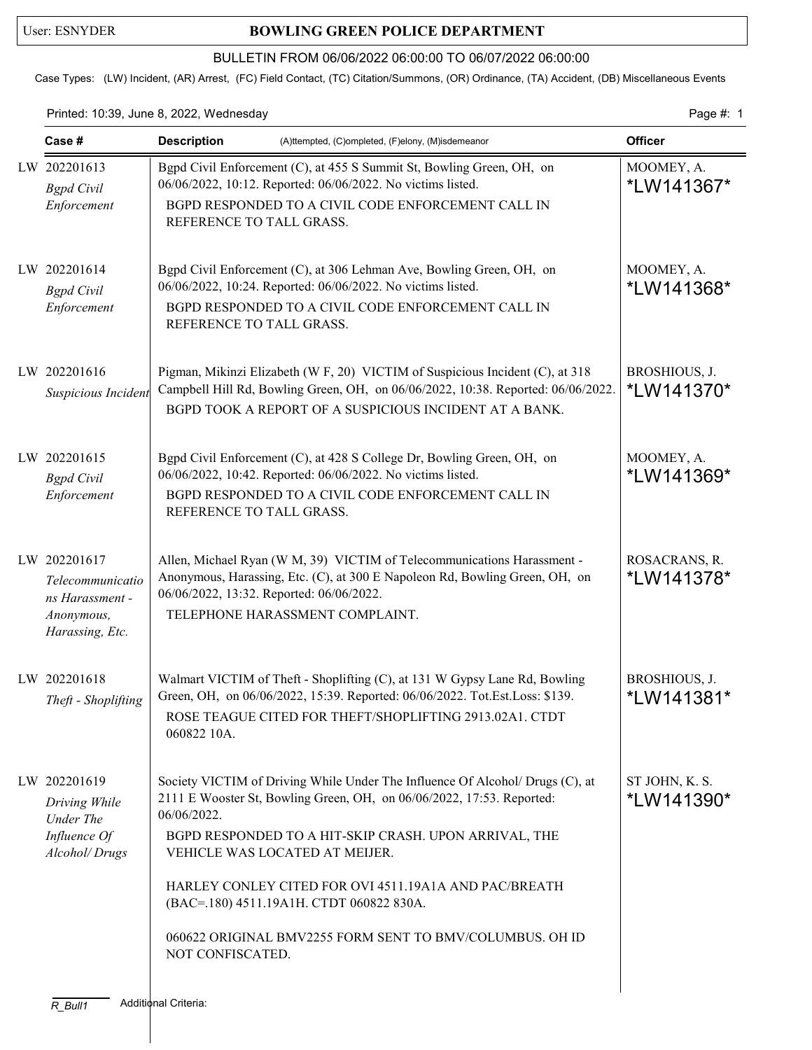User: ESNYDER

# BOWLING GREEN POLICE DEPARTMENT

## BULLETIN FROM 06/06/2022 06:00:00 TO 06/07/2022 06:00:00

Case Types: (LW) Incident, (AR) Arrest, (FC) Field Contact, (TC) Citation/Summons, (OR) Ordinance, (TA) Accident, (DB) Miscellaneous Events

Printed: 10:39, June 8, 2022, Wednesday

| Case # | Description (A)ttempted, (C)ompleted, (F)elony, (M)isdemeanor | Officer |
|---|---|---|
| LW 202201613 *Bgpd Civil Enforcement* | Bgpd Civil Enforcement (C), at 455 S Summit St, Bowling Green, OH, on 06/06/2022, 10:12. Reported: 06/06/2022. No victims listed. BGPD RESPONDED TO A CIVIL CODE ENFORCEMENT CALL IN REFERENCE TO TALL GRASS. | MOOMEY, A. *LW141367* |
| LW 202201614 *Bgpd Civil Enforcement* | Bgpd Civil Enforcement (C), at 306 Lehman Ave, Bowling Green, OH, on 06/06/2022, 10:24. Reported: 06/06/2022. No victims listed. BGPD RESPONDED TO A CIVIL CODE ENFORCEMENT CALL IN REFERENCE TO TALL GRASS. | MOOMEY, A. *LW141368* |
| LW 202201616 *Suspicious Incident* | Pigman, Mikinzi Elizabeth (W F, 20) VICTIM of Suspicious Incident (C), at 318 Campbell Hill Rd, Bowling Green, OH, on 06/06/2022, 10:38. Reported: 06/06/2022. BGPD TOOK A REPORT OF A SUSPICIOUS INCIDENT AT A BANK. | BROSHIOUS, J. *LW141370* |
| LW 202201615 *Bgpd Civil Enforcement* | Bgpd Civil Enforcement (C), at 428 S College Dr, Bowling Green, OH, on 06/06/2022, 10:42. Reported: 06/06/2022. No victims listed. BGPD RESPONDED TO A CIVIL CODE ENFORCEMENT CALL IN REFERENCE TO TALL GRASS. | MOOMEY, A. *LW141369* |
| LW 202201617 *Telecommunications Harassment - Anonymous, Harassing, Etc.* | Allen, Michael Ryan (W M, 39) VICTIM of Telecommunications Harassment - Anonymous, Harassing, Etc. (C), at 300 E Napoleon Rd, Bowling Green, OH, on 06/06/2022, 13:32. Reported: 06/06/2022. TELEPHONE HARASSMENT COMPLAINT. | ROSACRANS, R. *LW141378* |
| LW 202201618 *Theft - Shoplifting* | Walmart VICTIM of Theft - Shoplifting (C), at 131 W Gypsy Lane Rd, Bowling Green, OH, on 06/06/2022, 15:39. Reported: 06/06/2022. Tot.Est.Loss: $139. ROSE TEAGUE CITED FOR THEFT/SHOPLIFTING 2913.02A1. CTDT 060822 10A. | BROSHIOUS, J. *LW141381* |
| LW 202201619 *Driving While Under The Influence Of Alcohol/ Drugs* | Society VICTIM of Driving While Under The Influence Of Alcohol/ Drugs (C), at 2111 E Wooster St, Bowling Green, OH, on 06/06/2022, 17:53. Reported: 06/06/2022. BGPD RESPONDED TO A HIT-SKIP CRASH. UPON ARRIVAL, THE VEHICLE WAS LOCATED AT MEIJER. HARLEY CONLEY CITED FOR OVI 4511.19A1A AND PAC/BREATH (BAC=.180) 4511.19A1H. CTDT 060822 830A. 060622 ORIGINAL BMV2255 FORM SENT TO BMV/COLUMBUS. OH ID NOT CONFISCATED. | ST JOHN, K. S. *LW141390* |

R_Bull1 Additional Criteria: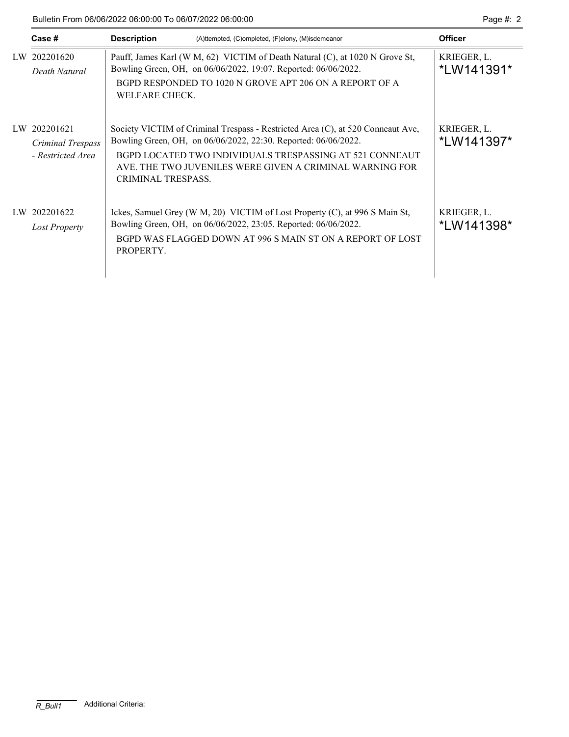| Case # | Description (A)ttempted, (C)ompleted, (F)elony, (M)isdemeanor | Officer |
|---|---|---|
| LW 202201620 *Death Natural* | Pauff, James Karl (W M, 62) VICTIM of Death Natural (C), at 1020 N Grove St, Bowling Green, OH, on 06/06/2022, 19:07. Reported: 06/06/2022. BGPD RESPONDED TO 1020 N GROVE APT 206 ON A REPORT OF A WELFARE CHECK. | KRIEGER, L. *LW141391* |
| LW 202201621 *Criminal Trespass - Restricted Area* | Society VICTIM of Criminal Trespass - Restricted Area (C), at 520 Conneaut Ave, Bowling Green, OH, on 06/06/2022, 22:30. Reported: 06/06/2022. BGPD LOCATED TWO INDIVIDUALS TRESPASSING AT 521 CONNEAUT AVE. THE TWO JUVENILES WERE GIVEN A CRIMINAL WARNING FOR CRIMINAL TRESPASS. | KRIEGER, L. *LW141397* |
| LW 202201622 *Lost Property* | Ickes, Samuel Grey (W M, 20) VICTIM of Lost Property (C), at 996 S Main St, Bowling Green, OH, on 06/06/2022, 23:05. Reported: 06/06/2022. BGPD WAS FLAGGED DOWN AT 996 S MAIN ST ON A REPORT OF LOST PROPERTY. | KRIEGER, L. *LW141398* |

R_Bull1 Additional Criteria: